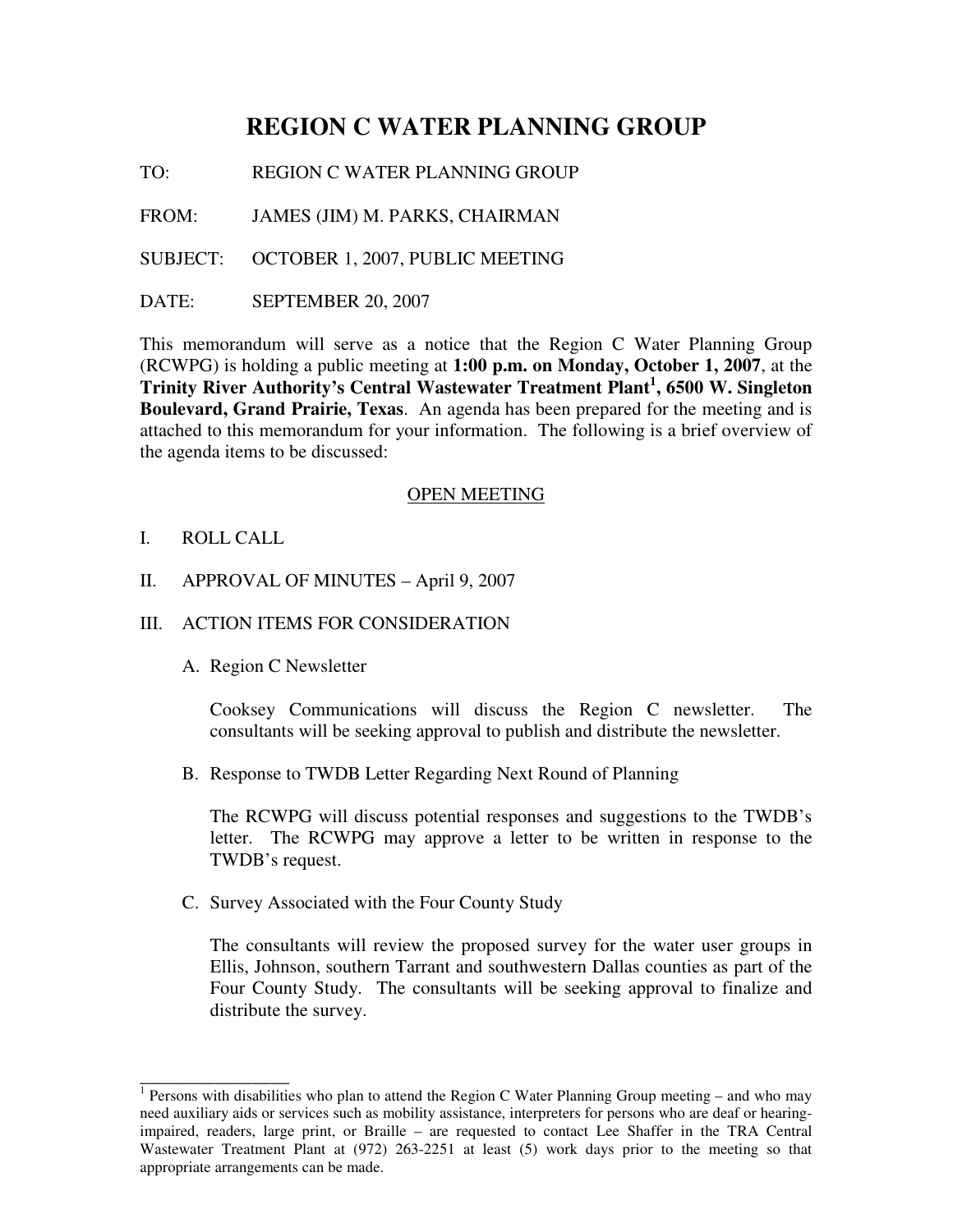# REGION C WATER PLANNING GROUP

TO: REGION C WATER PLANNING GROUP

FROM: JAMES (JIM) M. PARKS, CHAIRMAN

SUBJECT: OCTOBER 1, 2007, PUBLIC MEETING

DATE: SEPTEMBER 20, 2007

This memorandum will serve as a notice that the Region C Water Planning Group (RCWPG) is holding a public meeting at **1:00 p.m. on Monday, October 1, 2007**, at the **Trinity River Authority's Central Wastewater Treatment Plant[1], 6500 W. Singleton Boulevard, Grand Prairie, Texas**. An agenda has been prepared for the meeting and is attached to this memorandum for your information. The following is a brief overview of the agenda items to be discussed:

## OPEN MEETING

I. ROLL CALL

II. APPROVAL OF MINUTES – April 9, 2007

III. ACTION ITEMS FOR CONSIDERATION

A. Region C Newsletter

Cooksey Communications will discuss the Region C newsletter. The consultants will be seeking approval to publish and distribute the newsletter.

B. Response to TWDB Letter Regarding Next Round of Planning

The RCWPG will discuss potential responses and suggestions to the TWDB's letter. The RCWPG may approve a letter to be written in response to the TWDB's request.

C. Survey Associated with the Four County Study

The consultants will review the proposed survey for the water user groups in Ellis, Johnson, southern Tarrant and southwestern Dallas counties as part of the Four County Study. The consultants will be seeking approval to finalize and distribute the survey.

---

[1] Persons with disabilities who plan to attend the Region C Water Planning Group meeting – and who may need auxiliary aids or services such as mobility assistance, interpreters for persons who are deaf or hearing-impaired, readers, large print, or Braille – are requested to contact Lee Shaffer in the TRA Central Wastewater Treatment Plant at (972) 263-2251 at least (5) work days prior to the meeting so that appropriate arrangements can be made.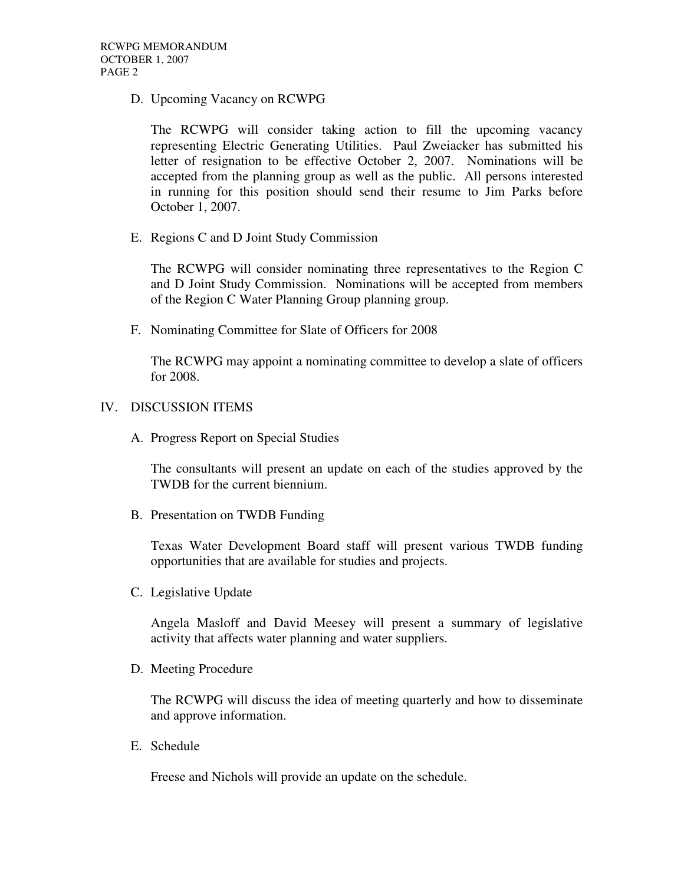D. Upcoming Vacancy on RCWPG

The RCWPG will consider taking action to fill the upcoming vacancy representing Electric Generating Utilities. Paul Zweiacker has submitted his letter of resignation to be effective October 2, 2007. Nominations will be accepted from the planning group as well as the public. All persons interested in running for this position should send their resume to Jim Parks before October 1, 2007.

E. Regions C and D Joint Study Commission

The RCWPG will consider nominating three representatives to the Region C and D Joint Study Commission. Nominations will be accepted from members of the Region C Water Planning Group planning group.

F. Nominating Committee for Slate of Officers for 2008

The RCWPG may appoint a nominating committee to develop a slate of officers for 2008.

## IV. DISCUSSION ITEMS

A. Progress Report on Special Studies

The consultants will present an update on each of the studies approved by the TWDB for the current biennium.

B. Presentation on TWDB Funding

Texas Water Development Board staff will present various TWDB funding opportunities that are available for studies and projects.

C. Legislative Update

Angela Masloff and David Meesey will present a summary of legislative activity that affects water planning and water suppliers.

D. Meeting Procedure

The RCWPG will discuss the idea of meeting quarterly and how to disseminate and approve information.

E. Schedule

Freese and Nichols will provide an update on the schedule.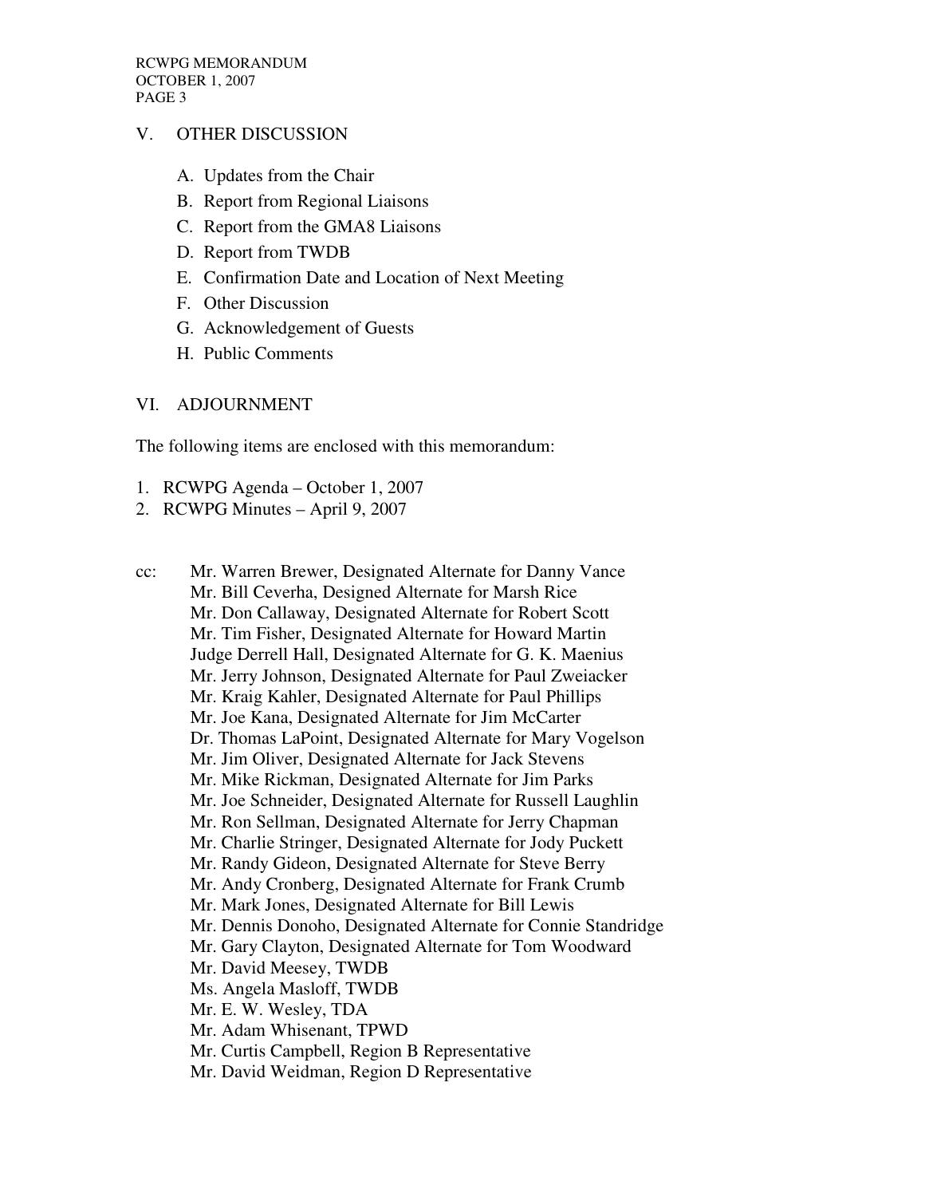## V. OTHER DISCUSSION

A. Updates from the Chair
B. Report from Regional Liaisons
C. Report from the GMA8 Liaisons
D. Report from TWDB
E. Confirmation Date and Location of Next Meeting
F. Other Discussion
G. Acknowledgement of Guests
H. Public Comments

## VI. ADJOURNMENT

The following items are enclosed with this memorandum:

1. RCWPG Agenda – October 1, 2007
2. RCWPG Minutes – April 9, 2007

cc: Mr. Warren Brewer, Designated Alternate for Danny Vance
Mr. Bill Ceverha, Designed Alternate for Marsh Rice
Mr. Don Callaway, Designated Alternate for Robert Scott
Mr. Tim Fisher, Designated Alternate for Howard Martin
Judge Derrell Hall, Designated Alternate for G. K. Maenius
Mr. Jerry Johnson, Designated Alternate for Paul Zweiacker
Mr. Kraig Kahler, Designated Alternate for Paul Phillips
Mr. Joe Kana, Designated Alternate for Jim McCarter
Dr. Thomas LaPoint, Designated Alternate for Mary Vogelson
Mr. Jim Oliver, Designated Alternate for Jack Stevens
Mr. Mike Rickman, Designated Alternate for Jim Parks
Mr. Joe Schneider, Designated Alternate for Russell Laughlin
Mr. Ron Sellman, Designated Alternate for Jerry Chapman
Mr. Charlie Stringer, Designated Alternate for Jody Puckett
Mr. Randy Gideon, Designated Alternate for Steve Berry
Mr. Andy Cronberg, Designated Alternate for Frank Crumb
Mr. Mark Jones, Designated Alternate for Bill Lewis
Mr. Dennis Donoho, Designated Alternate for Connie Standridge
Mr. Gary Clayton, Designated Alternate for Tom Woodward
Mr. David Meesey, TWDB
Ms. Angela Masloff, TWDB
Mr. E. W. Wesley, TDA
Mr. Adam Whisenant, TPWD
Mr. Curtis Campbell, Region B Representative
Mr. David Weidman, Region D Representative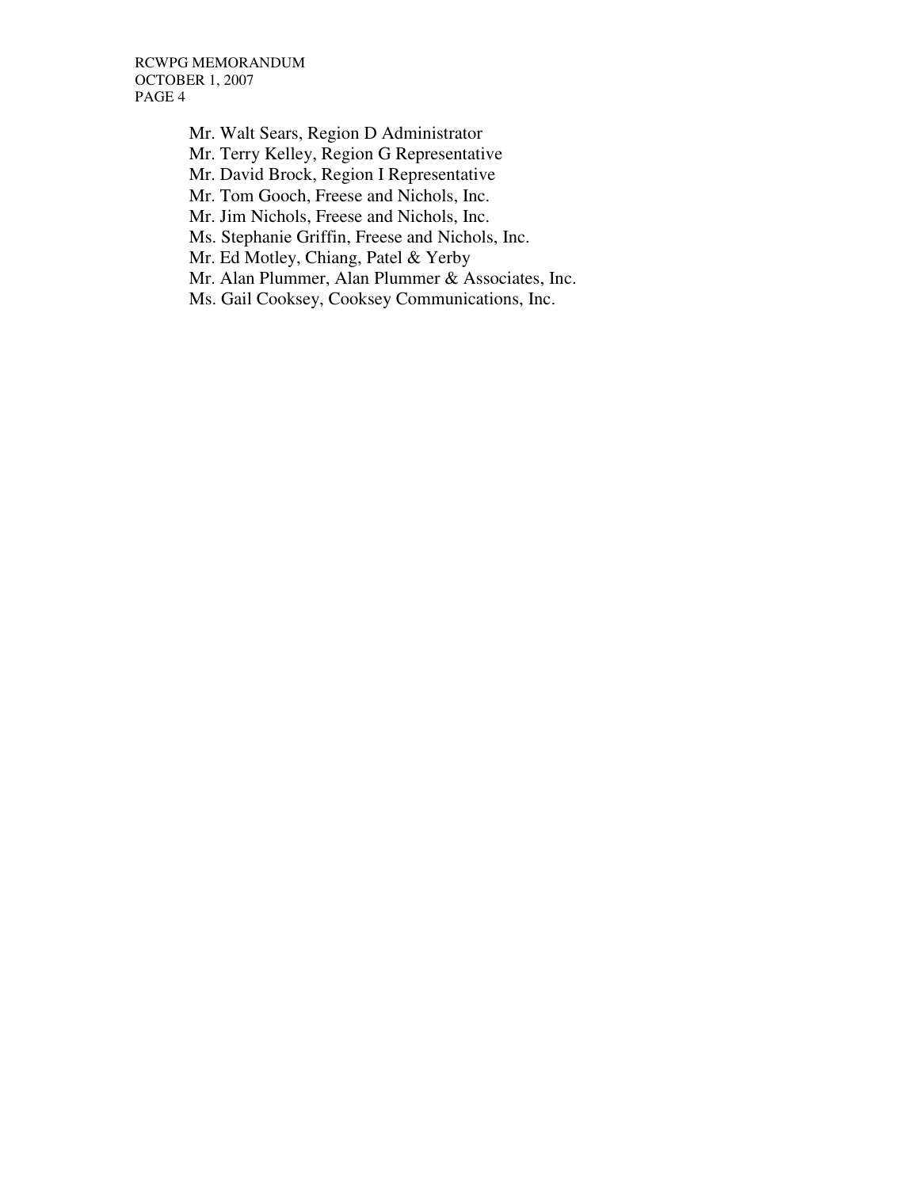Mr. Walt Sears, Region D Administrator
Mr. Terry Kelley, Region G Representative
Mr. David Brock, Region I Representative
Mr. Tom Gooch, Freese and Nichols, Inc.
Mr. Jim Nichols, Freese and Nichols, Inc.
Ms. Stephanie Griffin, Freese and Nichols, Inc.
Mr. Ed Motley, Chiang, Patel & Yerby
Mr. Alan Plummer, Alan Plummer & Associates, Inc.
Ms. Gail Cooksey, Cooksey Communications, Inc.